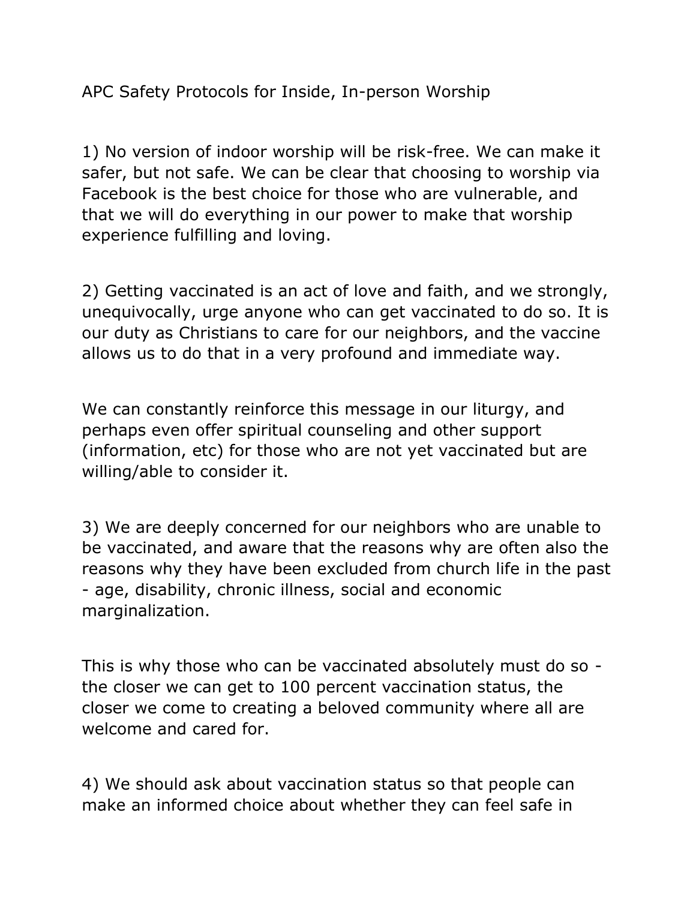# APC Safety Protocols for Inside, In-person Worship

1) No version of indoor worship will be risk-free. We can make it safer, but not safe. We can be clear that choosing to worship via Facebook is the best choice for those who are vulnerable, and that we will do everything in our power to make that worship experience fulfilling and loving.

2) Getting vaccinated is an act of love and faith, and we strongly, unequivocally, urge anyone who can get vaccinated to do so. It is our duty as Christians to care for our neighbors, and the vaccine allows us to do that in a very profound and immediate way.

We can constantly reinforce this message in our liturgy, and perhaps even offer spiritual counseling and other support (information, etc) for those who are not yet vaccinated but are willing/able to consider it.

3) We are deeply concerned for our neighbors who are unable to be vaccinated, and aware that the reasons why are often also the reasons why they have been excluded from church life in the past - age, disability, chronic illness, social and economic marginalization.

This is why those who can be vaccinated absolutely must do so - the closer we can get to 100 percent vaccination status, the closer we come to creating a beloved community where all are welcome and cared for.

4) We should ask about vaccination status so that people can make an informed choice about whether they can feel safe in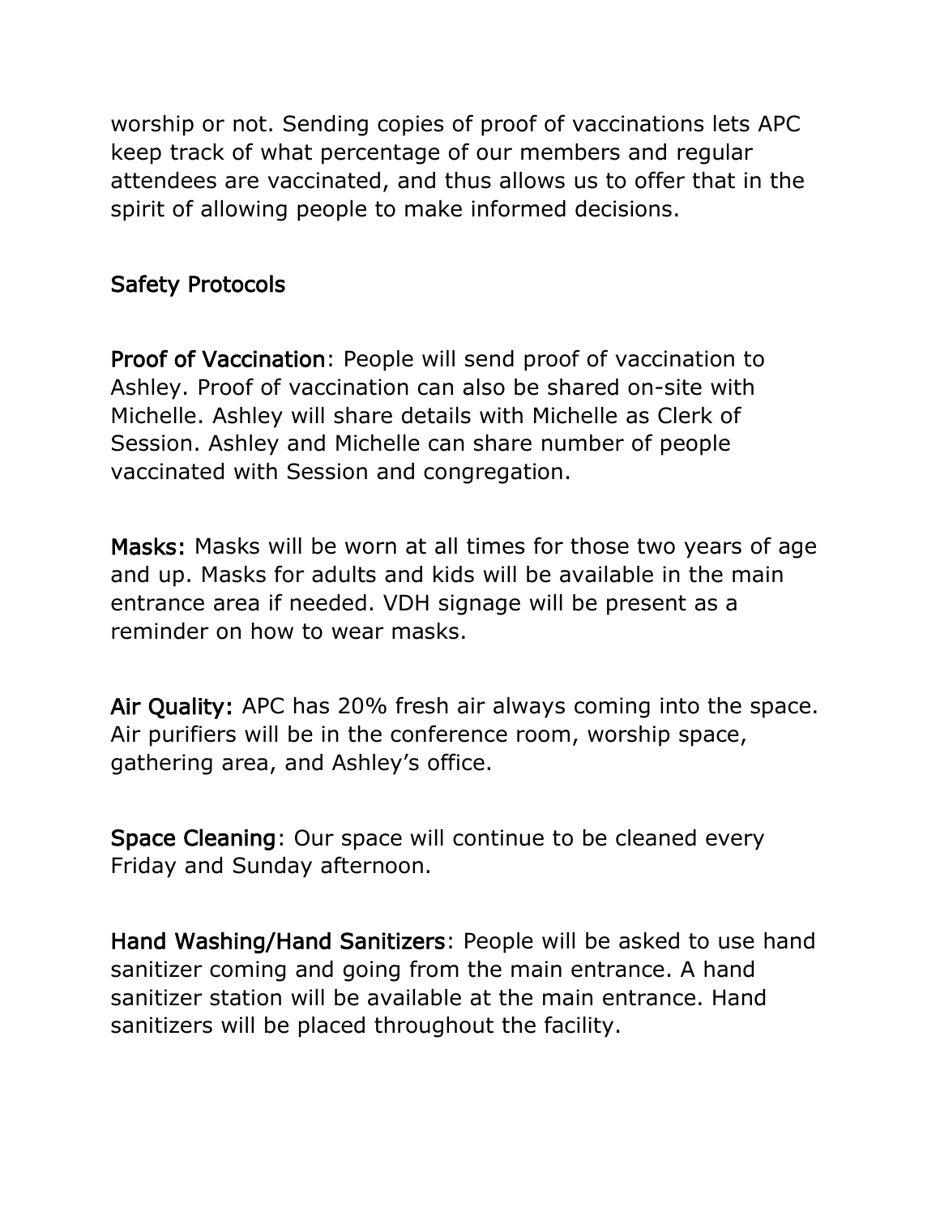worship or not. Sending copies of proof of vaccinations lets APC keep track of what percentage of our members and regular attendees are vaccinated, and thus allows us to offer that in the spirit of allowing people to make informed decisions.

## Safety Protocols

**Proof of Vaccination**: People will send proof of vaccination to Ashley. Proof of vaccination can also be shared on-site with Michelle. Ashley will share details with Michelle as Clerk of Session. Ashley and Michelle can share number of people vaccinated with Session and congregation.

**Masks:** Masks will be worn at all times for those two years of age and up. Masks for adults and kids will be available in the main entrance area if needed. VDH signage will be present as a reminder on how to wear masks.

**Air Quality:** APC has 20% fresh air always coming into the space. Air purifiers will be in the conference room, worship space, gathering area, and Ashley's office.

**Space Cleaning**: Our space will continue to be cleaned every Friday and Sunday afternoon.

**Hand Washing/Hand Sanitizers**: People will be asked to use hand sanitizer coming and going from the main entrance. A hand sanitizer station will be available at the main entrance. Hand sanitizers will be placed throughout the facility.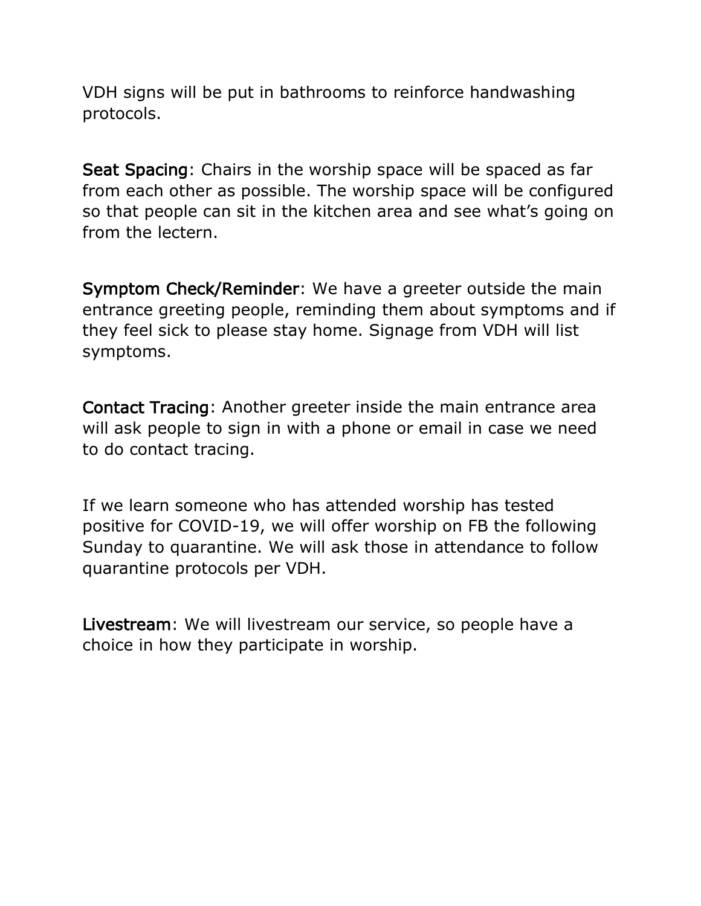VDH signs will be put in bathrooms to reinforce handwashing protocols.

Seat Spacing: Chairs in the worship space will be spaced as far from each other as possible. The worship space will be configured so that people can sit in the kitchen area and see what's going on from the lectern.

Symptom Check/Reminder: We have a greeter outside the main entrance greeting people, reminding them about symptoms and if they feel sick to please stay home. Signage from VDH will list symptoms.

Contact Tracing: Another greeter inside the main entrance area will ask people to sign in with a phone or email in case we need to do contact tracing.

If we learn someone who has attended worship has tested positive for COVID-19, we will offer worship on FB the following Sunday to quarantine. We will ask those in attendance to follow quarantine protocols per VDH.

Livestream: We will livestream our service, so people have a choice in how they participate in worship.